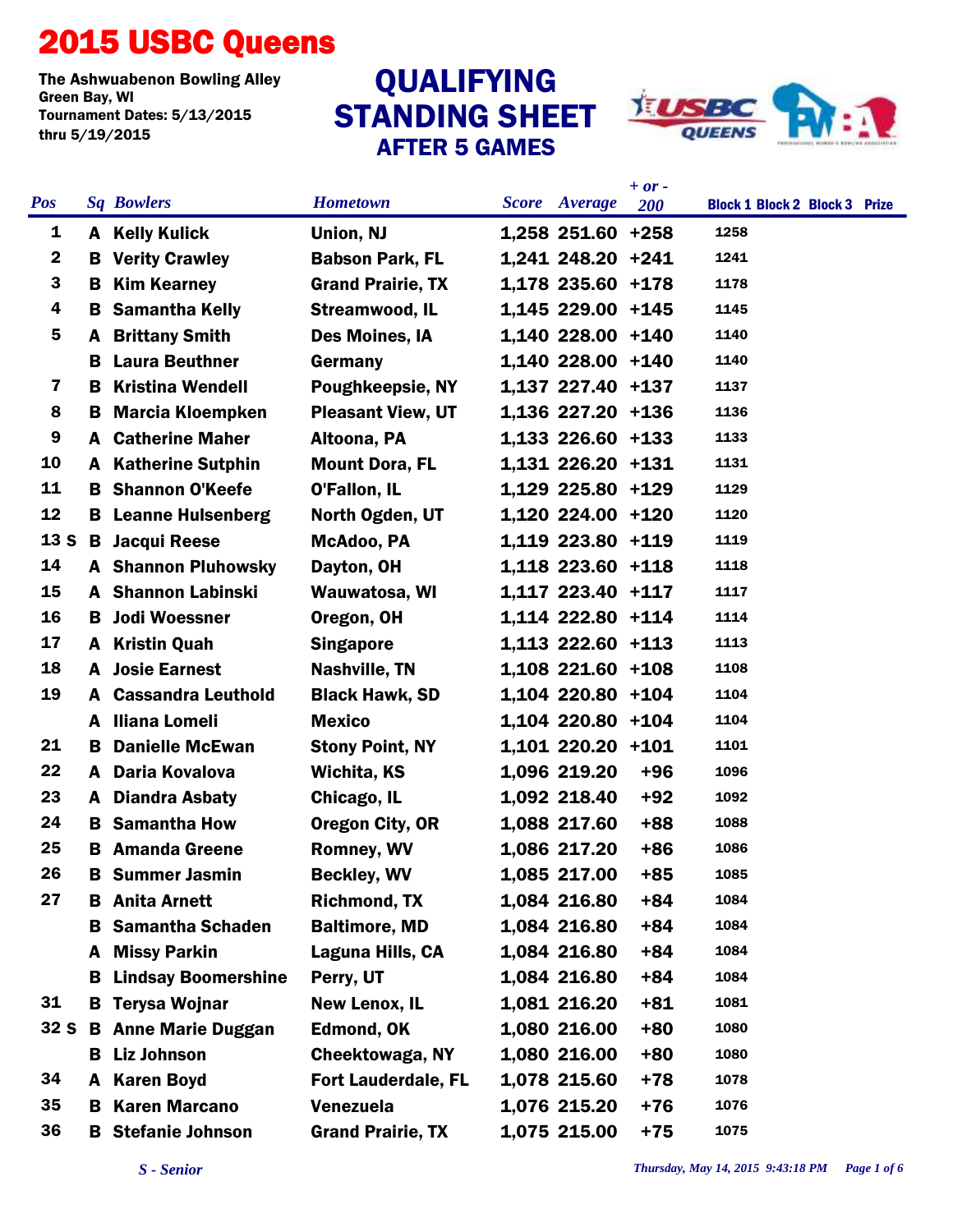# 2015 USBC Queens

The Ashwuabenon Bowling Alley
Green Bay, WI
Tournament Dates: 5/13/2015 thru 5/19/2015

## QUALIFYING STANDING SHEET
### AFTER 5 GAMES

| Pos | Sq | Bowlers | Hometown | Score | Average | + or - 200 | Block 1 | Block 2 | Block 3 | Prize |
|---|---|---|---|---|---|---|---|---|---|---|
| 1 | A | Kelly Kulick | Union, NJ | 1,258 | 251.60 | +258 | 1258 | | | |
| 2 | B | Verity Crawley | Babson Park, FL | 1,241 | 248.20 | +241 | 1241 | | | |
| 3 | B | Kim Kearney | Grand Prairie, TX | 1,178 | 235.60 | +178 | 1178 | | | |
| 4 | B | Samantha Kelly | Streamwood, IL | 1,145 | 229.00 | +145 | 1145 | | | |
| 5 | A | Brittany Smith | Des Moines, IA | 1,140 | 228.00 | +140 | 1140 | | | |
| | B | Laura Beuthner | Germany | 1,140 | 228.00 | +140 | 1140 | | | |
| 7 | B | Kristina Wendell | Poughkeepsie, NY | 1,137 | 227.40 | +137 | 1137 | | | |
| 8 | B | Marcia Kloempken | Pleasant View, UT | 1,136 | 227.20 | +136 | 1136 | | | |
| 9 | A | Catherine Maher | Altoona, PA | 1,133 | 226.60 | +133 | 1133 | | | |
| 10 | A | Katherine Sutphin | Mount Dora, FL | 1,131 | 226.20 | +131 | 1131 | | | |
| 11 | B | Shannon O'Keefe | O'Fallon, IL | 1,129 | 225.80 | +129 | 1129 | | | |
| 12 | B | Leanne Hulsenberg | North Ogden, UT | 1,120 | 224.00 | +120 | 1120 | | | |
| 13 S | B | Jacqui Reese | McAdoo, PA | 1,119 | 223.80 | +119 | 1119 | | | |
| 14 | A | Shannon Pluhowsky | Dayton, OH | 1,118 | 223.60 | +118 | 1118 | | | |
| 15 | A | Shannon Labinski | Wauwatosa, WI | 1,117 | 223.40 | +117 | 1117 | | | |
| 16 | B | Jodi Woessner | Oregon, OH | 1,114 | 222.80 | +114 | 1114 | | | |
| 17 | A | Kristin Quah | Singapore | 1,113 | 222.60 | +113 | 1113 | | | |
| 18 | A | Josie Earnest | Nashville, TN | 1,108 | 221.60 | +108 | 1108 | | | |
| 19 | A | Cassandra Leuthold | Black Hawk, SD | 1,104 | 220.80 | +104 | 1104 | | | |
| | A | Iliana Lomeli | Mexico | 1,104 | 220.80 | +104 | 1104 | | | |
| 21 | B | Danielle McEwan | Stony Point, NY | 1,101 | 220.20 | +101 | 1101 | | | |
| 22 | A | Daria Kovalova | Wichita, KS | 1,096 | 219.20 | +96 | 1096 | | | |
| 23 | A | Diandra Asbaty | Chicago, IL | 1,092 | 218.40 | +92 | 1092 | | | |
| 24 | B | Samantha How | Oregon City, OR | 1,088 | 217.60 | +88 | 1088 | | | |
| 25 | B | Amanda Greene | Romney, WV | 1,086 | 217.20 | +86 | 1086 | | | |
| 26 | B | Summer Jasmin | Beckley, WV | 1,085 | 217.00 | +85 | 1085 | | | |
| 27 | B | Anita Arnett | Richmond, TX | 1,084 | 216.80 | +84 | 1084 | | | |
| | B | Samantha Schaden | Baltimore, MD | 1,084 | 216.80 | +84 | 1084 | | | |
| | A | Missy Parkin | Laguna Hills, CA | 1,084 | 216.80 | +84 | 1084 | | | |
| | B | Lindsay Boomershine | Perry, UT | 1,084 | 216.80 | +84 | 1084 | | | |
| 31 | B | Terysa Wojnar | New Lenox, IL | 1,081 | 216.20 | +81 | 1081 | | | |
| 32 S | B | Anne Marie Duggan | Edmond, OK | 1,080 | 216.00 | +80 | 1080 | | | |
| | B | Liz Johnson | Cheektowaga, NY | 1,080 | 216.00 | +80 | 1080 | | | |
| 34 | A | Karen Boyd | Fort Lauderdale, FL | 1,078 | 215.60 | +78 | 1078 | | | |
| 35 | B | Karen Marcano | Venezuela | 1,076 | 215.20 | +76 | 1076 | | | |
| 36 | B | Stefanie Johnson | Grand Prairie, TX | 1,075 | 215.00 | +75 | 1075 | | | |

*S - Senior*

*Thursday, May 14, 2015 9:43:18 PM*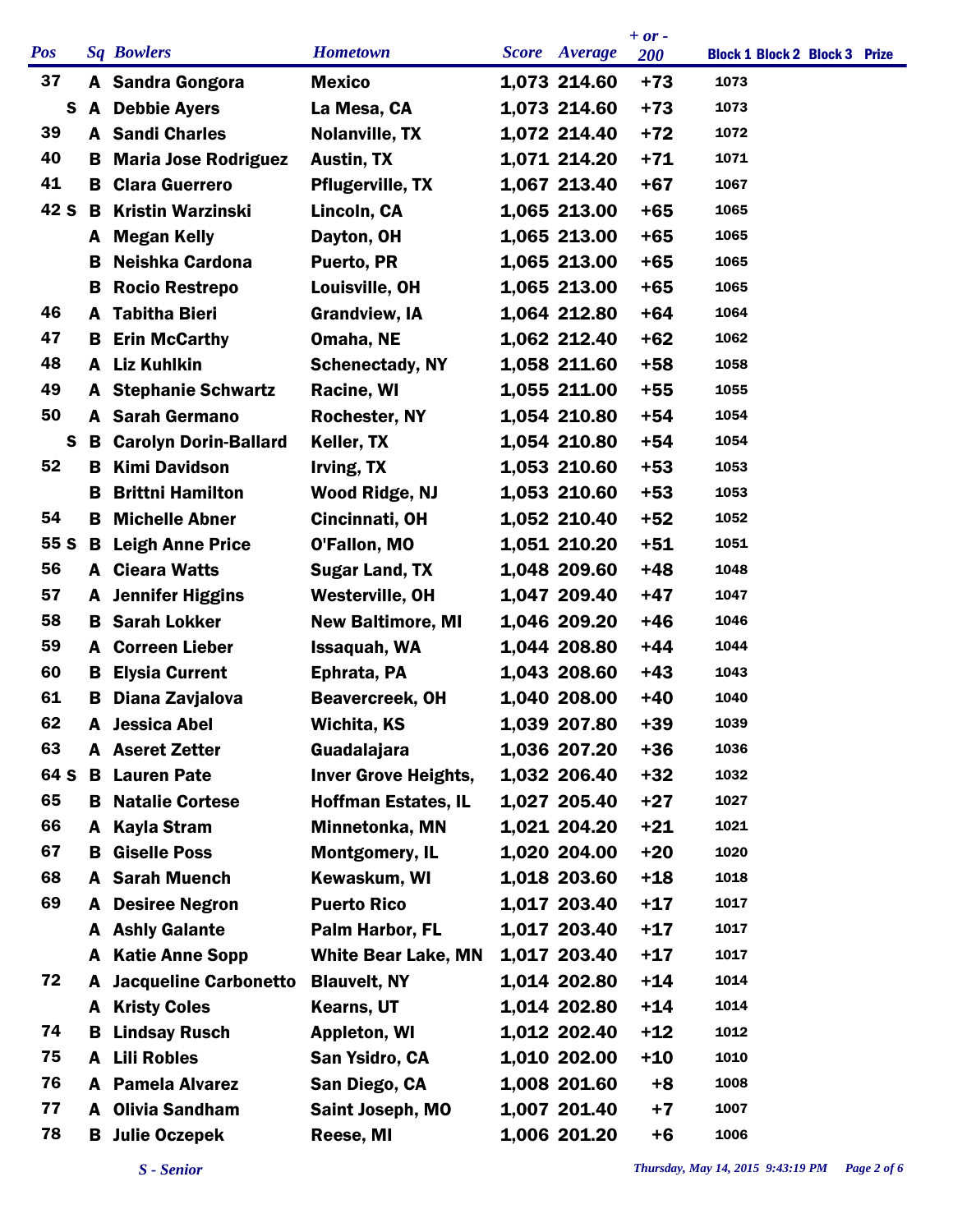| Pos | | Sq | Bowlers | Hometown | Score | Average | + or - 200 | Block 1 | Block 2 | Block 3 | Prize |
|---|---|---|---|---|---|---|---|---|---|---|---|
| 37 | | A | Sandra Gongora | Mexico | 1,073 | 214.60 | +73 | 1073 | | | |
| | S | A | Debbie Ayers | La Mesa, CA | 1,073 | 214.60 | +73 | 1073 | | | |
| 39 | | A | Sandi Charles | Nolanville, TX | 1,072 | 214.40 | +72 | 1072 | | | |
| 40 | | B | Maria Jose Rodriguez | Austin, TX | 1,071 | 214.20 | +71 | 1071 | | | |
| 41 | | B | Clara Guerrero | Pflugerville, TX | 1,067 | 213.40 | +67 | 1067 | | | |
| 42 | S | B | Kristin Warzinski | Lincoln, CA | 1,065 | 213.00 | +65 | 1065 | | | |
| | | A | Megan Kelly | Dayton, OH | 1,065 | 213.00 | +65 | 1065 | | | |
| | | B | Neishka Cardona | Puerto, PR | 1,065 | 213.00 | +65 | 1065 | | | |
| | | B | Rocio Restrepo | Louisville, OH | 1,065 | 213.00 | +65 | 1065 | | | |
| 46 | | A | Tabitha Bieri | Grandview, IA | 1,064 | 212.80 | +64 | 1064 | | | |
| 47 | | B | Erin McCarthy | Omaha, NE | 1,062 | 212.40 | +62 | 1062 | | | |
| 48 | | A | Liz Kuhlkin | Schenectady, NY | 1,058 | 211.60 | +58 | 1058 | | | |
| 49 | | A | Stephanie Schwartz | Racine, WI | 1,055 | 211.00 | +55 | 1055 | | | |
| 50 | | A | Sarah Germano | Rochester, NY | 1,054 | 210.80 | +54 | 1054 | | | |
| | S | B | Carolyn Dorin-Ballard | Keller, TX | 1,054 | 210.80 | +54 | 1054 | | | |
| 52 | | B | Kimi Davidson | Irving, TX | 1,053 | 210.60 | +53 | 1053 | | | |
| | | B | Brittni Hamilton | Wood Ridge, NJ | 1,053 | 210.60 | +53 | 1053 | | | |
| 54 | | B | Michelle Abner | Cincinnati, OH | 1,052 | 210.40 | +52 | 1052 | | | |
| 55 | S | B | Leigh Anne Price | O'Fallon, MO | 1,051 | 210.20 | +51 | 1051 | | | |
| 56 | | A | Cieara Watts | Sugar Land, TX | 1,048 | 209.60 | +48 | 1048 | | | |
| 57 | | A | Jennifer Higgins | Westerville, OH | 1,047 | 209.40 | +47 | 1047 | | | |
| 58 | | B | Sarah Lokker | New Baltimore, MI | 1,046 | 209.20 | +46 | 1046 | | | |
| 59 | | A | Correen Lieber | Issaquah, WA | 1,044 | 208.80 | +44 | 1044 | | | |
| 60 | | B | Elysia Current | Ephrata, PA | 1,043 | 208.60 | +43 | 1043 | | | |
| 61 | | B | Diana Zavjalova | Beavercreek, OH | 1,040 | 208.00 | +40 | 1040 | | | |
| 62 | | A | Jessica Abel | Wichita, KS | 1,039 | 207.80 | +39 | 1039 | | | |
| 63 | | A | Aseret Zetter | Guadalajara | 1,036 | 207.20 | +36 | 1036 | | | |
| 64 | S | B | Lauren Pate | Inver Grove Heights, | 1,032 | 206.40 | +32 | 1032 | | | |
| 65 | | B | Natalie Cortese | Hoffman Estates, IL | 1,027 | 205.40 | +27 | 1027 | | | |
| 66 | | A | Kayla Stram | Minnetonka, MN | 1,021 | 204.20 | +21 | 1021 | | | |
| 67 | | B | Giselle Poss | Montgomery, IL | 1,020 | 204.00 | +20 | 1020 | | | |
| 68 | | A | Sarah Muench | Kewaskum, WI | 1,018 | 203.60 | +18 | 1018 | | | |
| 69 | | A | Desiree Negron | Puerto Rico | 1,017 | 203.40 | +17 | 1017 | | | |
| | | A | Ashly Galante | Palm Harbor, FL | 1,017 | 203.40 | +17 | 1017 | | | |
| | | A | Katie Anne Sopp | White Bear Lake, MN | 1,017 | 203.40 | +17 | 1017 | | | |
| 72 | | A | Jacqueline Carbonetto | Blauvelt, NY | 1,014 | 202.80 | +14 | 1014 | | | |
| | | A | Kristy Coles | Kearns, UT | 1,014 | 202.80 | +14 | 1014 | | | |
| 74 | | B | Lindsay Rusch | Appleton, WI | 1,012 | 202.40 | +12 | 1012 | | | |
| 75 | | A | Lili Robles | San Ysidro, CA | 1,010 | 202.00 | +10 | 1010 | | | |
| 76 | | A | Pamela Alvarez | San Diego, CA | 1,008 | 201.60 | +8 | 1008 | | | |
| 77 | | A | Olivia Sandham | Saint Joseph, MO | 1,007 | 201.40 | +7 | 1007 | | | |
| 78 | | B | Julie Oczepek | Reese, MI | 1,006 | 201.20 | +6 | 1006 | | | |

*S - Senior*

*Thursday, May 14, 2015 9:43:19 PM*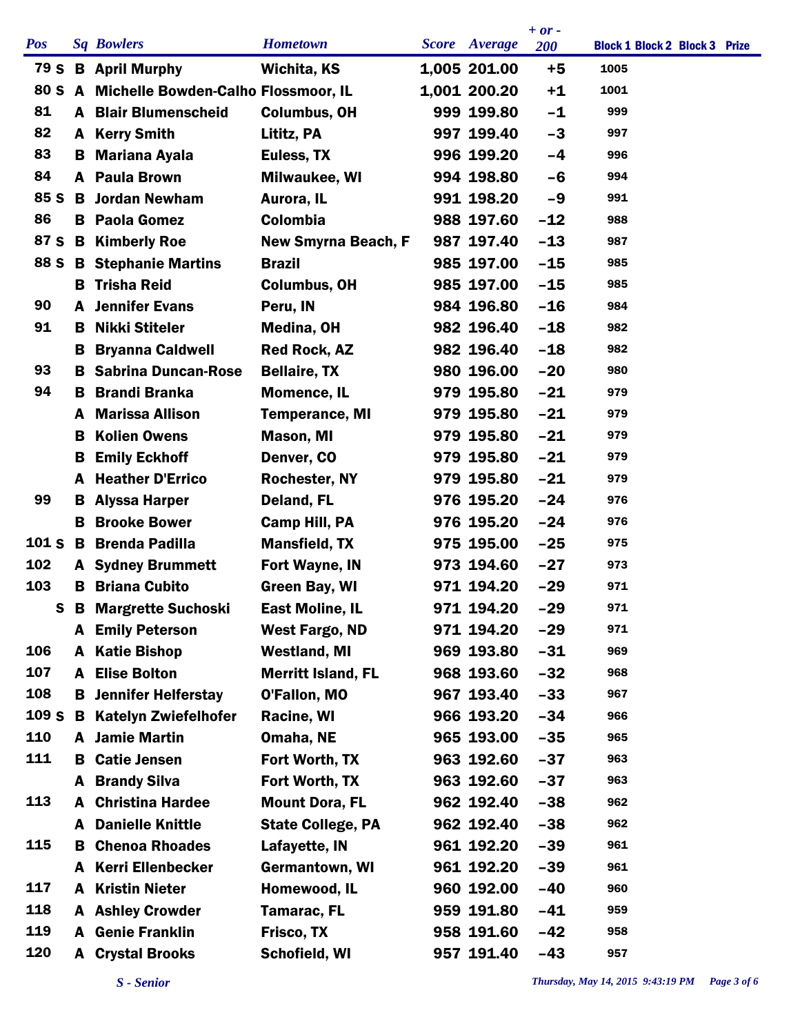| Pos | | Sq | Bowlers | Hometown | Score | Average | + or - 200 | Block 1 | Block 2 | Block 3 | Prize |
|---|---|---|---|---|---|---|---|---|---|---|---|
| 79 | S | B | April Murphy | Wichita, KS | 1,005 | 201.00 | +5 | 1005 | | | |
| 80 | S | A | Michelle Bowden-Calho | Flossmoor, IL | 1,001 | 200.20 | +1 | 1001 | | | |
| 81 | | A | Blair Blumenscheid | Columbus, OH | 999 | 199.80 | -1 | 999 | | | |
| 82 | | A | Kerry Smith | Lititz, PA | 997 | 199.40 | -3 | 997 | | | |
| 83 | | B | Mariana Ayala | Euless, TX | 996 | 199.20 | -4 | 996 | | | |
| 84 | | A | Paula Brown | Milwaukee, WI | 994 | 198.80 | -6 | 994 | | | |
| 85 | S | B | Jordan Newham | Aurora, IL | 991 | 198.20 | -9 | 991 | | | |
| 86 | | B | Paola Gomez | Colombia | 988 | 197.60 | -12 | 988 | | | |
| 87 | S | B | Kimberly Roe | New Smyrna Beach, F | 987 | 197.40 | -13 | 987 | | | |
| 88 | S | B | Stephanie Martins | Brazil | 985 | 197.00 | -15 | 985 | | | |
| | | B | Trisha Reid | Columbus, OH | 985 | 197.00 | -15 | 985 | | | |
| 90 | | A | Jennifer Evans | Peru, IN | 984 | 196.80 | -16 | 984 | | | |
| 91 | | B | Nikki Stiteler | Medina, OH | 982 | 196.40 | -18 | 982 | | | |
| | | B | Bryanna Caldwell | Red Rock, AZ | 982 | 196.40 | -18 | 982 | | | |
| 93 | | B | Sabrina Duncan-Rose | Bellaire, TX | 980 | 196.00 | -20 | 980 | | | |
| 94 | | B | Brandi Branka | Momence, IL | 979 | 195.80 | -21 | 979 | | | |
| | | A | Marissa Allison | Temperance, MI | 979 | 195.80 | -21 | 979 | | | |
| | | B | Kolien Owens | Mason, MI | 979 | 195.80 | -21 | 979 | | | |
| | | B | Emily Eckhoff | Denver, CO | 979 | 195.80 | -21 | 979 | | | |
| | | A | Heather D'Errico | Rochester, NY | 979 | 195.80 | -21 | 979 | | | |
| 99 | | B | Alyssa Harper | Deland, FL | 976 | 195.20 | -24 | 976 | | | |
| | | B | Brooke Bower | Camp Hill, PA | 976 | 195.20 | -24 | 976 | | | |
| 101 | S | B | Brenda Padilla | Mansfield, TX | 975 | 195.00 | -25 | 975 | | | |
| 102 | | A | Sydney Brummett | Fort Wayne, IN | 973 | 194.60 | -27 | 973 | | | |
| 103 | | B | Briana Cubito | Green Bay, WI | 971 | 194.20 | -29 | 971 | | | |
| | S | B | Margrette Suchoski | East Moline, IL | 971 | 194.20 | -29 | 971 | | | |
| | | A | Emily Peterson | West Fargo, ND | 971 | 194.20 | -29 | 971 | | | |
| 106 | | A | Katie Bishop | Westland, MI | 969 | 193.80 | -31 | 969 | | | |
| 107 | | A | Elise Bolton | Merritt Island, FL | 968 | 193.60 | -32 | 968 | | | |
| 108 | | B | Jennifer Helferstay | O'Fallon, MO | 967 | 193.40 | -33 | 967 | | | |
| 109 | S | B | Katelyn Zwiefelhofer | Racine, WI | 966 | 193.20 | -34 | 966 | | | |
| 110 | | A | Jamie Martin | Omaha, NE | 965 | 193.00 | -35 | 965 | | | |
| 111 | | B | Catie Jensen | Fort Worth, TX | 963 | 192.60 | -37 | 963 | | | |
| | | A | Brandy Silva | Fort Worth, TX | 963 | 192.60 | -37 | 963 | | | |
| 113 | | A | Christina Hardee | Mount Dora, FL | 962 | 192.40 | -38 | 962 | | | |
| | | A | Danielle Knittle | State College, PA | 962 | 192.40 | -38 | 962 | | | |
| 115 | | B | Chenoa Rhoades | Lafayette, IN | 961 | 192.20 | -39 | 961 | | | |
| | | A | Kerri Ellenbecker | Germantown, WI | 961 | 192.20 | -39 | 961 | | | |
| 117 | | A | Kristin Nieter | Homewood, IL | 960 | 192.00 | -40 | 960 | | | |
| 118 | | A | Ashley Crowder | Tamarac, FL | 959 | 191.80 | -41 | 959 | | | |
| 119 | | A | Genie Franklin | Frisco, TX | 958 | 191.60 | -42 | 958 | | | |
| 120 | | A | Crystal Brooks | Schofield, WI | 957 | 191.40 | -43 | 957 | | | |

*S - Senior*

*Thursday, May 14, 2015 9:43:19 PM*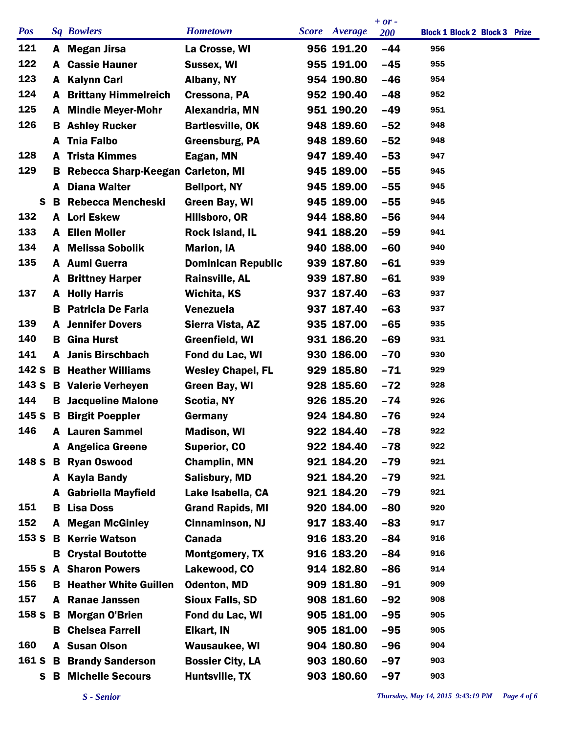| Pos | | Sq | Bowlers | Hometown | Score | Average | + or - 200 | Block 1 | Block 2 | Block 3 | Prize |
|---|---|---|---|---|---|---|---|---|---|---|---|
| 121 | | A | Megan Jirsa | La Crosse, WI | 956 | 191.20 | -44 | 956 | | | |
| 122 | | A | Cassie Hauner | Sussex, WI | 955 | 191.00 | -45 | 955 | | | |
| 123 | | A | Kalynn Carl | Albany, NY | 954 | 190.80 | -46 | 954 | | | |
| 124 | | A | Brittany Himmelreich | Cressona, PA | 952 | 190.40 | -48 | 952 | | | |
| 125 | | A | Mindie Meyer-Mohr | Alexandria, MN | 951 | 190.20 | -49 | 951 | | | |
| 126 | | B | Ashley Rucker | Bartlesville, OK | 948 | 189.60 | -52 | 948 | | | |
| | | A | Tnia Falbo | Greensburg, PA | 948 | 189.60 | -52 | 948 | | | |
| 128 | | A | Trista Kimmes | Eagan, MN | 947 | 189.40 | -53 | 947 | | | |
| 129 | | B | Rebecca Sharp-Keegan | Carleton, MI | 945 | 189.00 | -55 | 945 | | | |
| | | A | Diana Walter | Bellport, NY | 945 | 189.00 | -55 | 945 | | | |
| | S | B | Rebecca Mencheski | Green Bay, WI | 945 | 189.00 | -55 | 945 | | | |
| 132 | | A | Lori Eskew | Hillsboro, OR | 944 | 188.80 | -56 | 944 | | | |
| 133 | | A | Ellen Moller | Rock Island, IL | 941 | 188.20 | -59 | 941 | | | |
| 134 | | A | Melissa Sobolik | Marion, IA | 940 | 188.00 | -60 | 940 | | | |
| 135 | | A | Aumi Guerra | Dominican Republic | 939 | 187.80 | -61 | 939 | | | |
| | | A | Brittney Harper | Rainsville, AL | 939 | 187.80 | -61 | 939 | | | |
| 137 | | A | Holly Harris | Wichita, KS | 937 | 187.40 | -63 | 937 | | | |
| | | B | Patricia De Faria | Venezuela | 937 | 187.40 | -63 | 937 | | | |
| 139 | | A | Jennifer Dovers | Sierra Vista, AZ | 935 | 187.00 | -65 | 935 | | | |
| 140 | | B | Gina Hurst | Greenfield, WI | 931 | 186.20 | -69 | 931 | | | |
| 141 | | A | Janis Birschbach | Fond du Lac, WI | 930 | 186.00 | -70 | 930 | | | |
| 142 | S | B | Heather Williams | Wesley Chapel, FL | 929 | 185.80 | -71 | 929 | | | |
| 143 | S | B | Valerie Verheyen | Green Bay, WI | 928 | 185.60 | -72 | 928 | | | |
| 144 | | B | Jacqueline Malone | Scotia, NY | 926 | 185.20 | -74 | 926 | | | |
| 145 | S | B | Birgit Poeppler | Germany | 924 | 184.80 | -76 | 924 | | | |
| 146 | | A | Lauren Sammel | Madison, WI | 922 | 184.40 | -78 | 922 | | | |
| | | A | Angelica Greene | Superior, CO | 922 | 184.40 | -78 | 922 | | | |
| 148 | S | B | Ryan Oswood | Champlin, MN | 921 | 184.20 | -79 | 921 | | | |
| | | A | Kayla Bandy | Salisbury, MD | 921 | 184.20 | -79 | 921 | | | |
| | | A | Gabriella Mayfield | Lake Isabella, CA | 921 | 184.20 | -79 | 921 | | | |
| 151 | | B | Lisa Doss | Grand Rapids, MI | 920 | 184.00 | -80 | 920 | | | |
| 152 | | A | Megan McGinley | Cinnaminson, NJ | 917 | 183.40 | -83 | 917 | | | |
| 153 | S | B | Kerrie Watson | Canada | 916 | 183.20 | -84 | 916 | | | |
| | | B | Crystal Boutotte | Montgomery, TX | 916 | 183.20 | -84 | 916 | | | |
| 155 | S | A | Sharon Powers | Lakewood, CO | 914 | 182.80 | -86 | 914 | | | |
| 156 | | B | Heather White Guillen | Odenton, MD | 909 | 181.80 | -91 | 909 | | | |
| 157 | | A | Ranae Janssen | Sioux Falls, SD | 908 | 181.60 | -92 | 908 | | | |
| 158 | S | B | Morgan O'Brien | Fond du Lac, WI | 905 | 181.00 | -95 | 905 | | | |
| | | B | Chelsea Farrell | Elkart, IN | 905 | 181.00 | -95 | 905 | | | |
| 160 | | A | Susan Olson | Wausaukee, WI | 904 | 180.80 | -96 | 904 | | | |
| 161 | S | B | Brandy Sanderson | Bossier City, LA | 903 | 180.60 | -97 | 903 | | | |
| | S | B | Michelle Secours | Huntsville, TX | 903 | 180.60 | -97 | 903 | | | |

*S - Senior*

*Thursday, May 14, 2015 9:43:19 PM*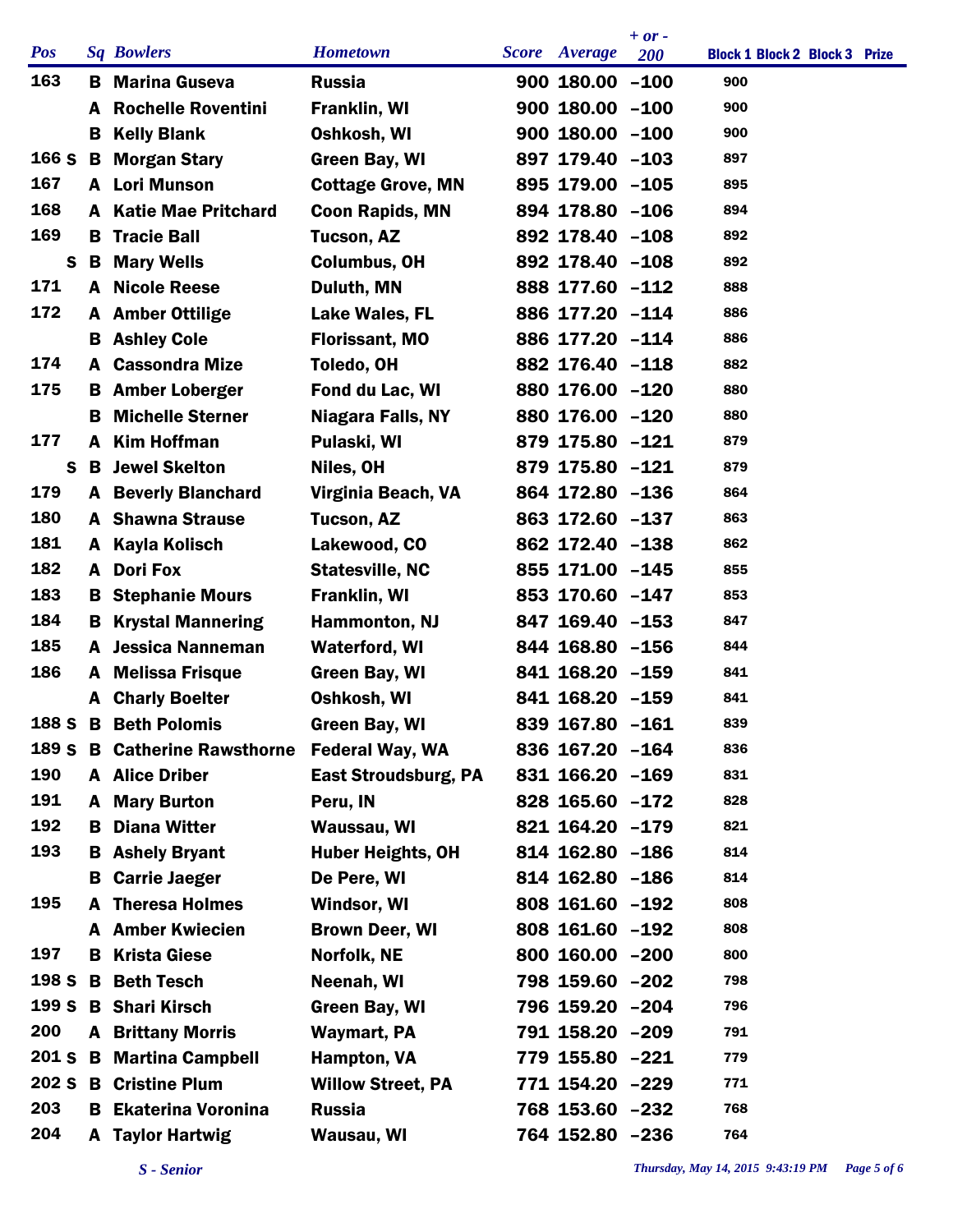| Pos | | Sq | Bowlers | Hometown | Score | Average | + or - 200 | Block 1 | Block 2 | Block 3 | Prize |
|---|---|---|---|---|---|---|---|---|---|---|---|
| 163 | | B | Marina Guseva | Russia | 900 | 180.00 | -100 | 900 | | | |
| | | A | Rochelle Roventini | Franklin, WI | 900 | 180.00 | -100 | 900 | | | |
| | | B | Kelly Blank | Oshkosh, WI | 900 | 180.00 | -100 | 900 | | | |
| 166 | S | B | Morgan Stary | Green Bay, WI | 897 | 179.40 | -103 | 897 | | | |
| 167 | | A | Lori Munson | Cottage Grove, MN | 895 | 179.00 | -105 | 895 | | | |
| 168 | | A | Katie Mae Pritchard | Coon Rapids, MN | 894 | 178.80 | -106 | 894 | | | |
| 169 | | B | Tracie Ball | Tucson, AZ | 892 | 178.40 | -108 | 892 | | | |
| | S | B | Mary Wells | Columbus, OH | 892 | 178.40 | -108 | 892 | | | |
| 171 | | A | Nicole Reese | Duluth, MN | 888 | 177.60 | -112 | 888 | | | |
| 172 | | A | Amber Ottilige | Lake Wales, FL | 886 | 177.20 | -114 | 886 | | | |
| | | B | Ashley Cole | Florissant, MO | 886 | 177.20 | -114 | 886 | | | |
| 174 | | A | Cassondra Mize | Toledo, OH | 882 | 176.40 | -118 | 882 | | | |
| 175 | | B | Amber Loberger | Fond du Lac, WI | 880 | 176.00 | -120 | 880 | | | |
| | | B | Michelle Sterner | Niagara Falls, NY | 880 | 176.00 | -120 | 880 | | | |
| 177 | | A | Kim Hoffman | Pulaski, WI | 879 | 175.80 | -121 | 879 | | | |
| | S | B | Jewel Skelton | Niles, OH | 879 | 175.80 | -121 | 879 | | | |
| 179 | | A | Beverly Blanchard | Virginia Beach, VA | 864 | 172.80 | -136 | 864 | | | |
| 180 | | A | Shawna Strause | Tucson, AZ | 863 | 172.60 | -137 | 863 | | | |
| 181 | | A | Kayla Kolisch | Lakewood, CO | 862 | 172.40 | -138 | 862 | | | |
| 182 | | A | Dori Fox | Statesville, NC | 855 | 171.00 | -145 | 855 | | | |
| 183 | | B | Stephanie Mours | Franklin, WI | 853 | 170.60 | -147 | 853 | | | |
| 184 | | B | Krystal Mannering | Hammonton, NJ | 847 | 169.40 | -153 | 847 | | | |
| 185 | | A | Jessica Nanneman | Waterford, WI | 844 | 168.80 | -156 | 844 | | | |
| 186 | | A | Melissa Frisque | Green Bay, WI | 841 | 168.20 | -159 | 841 | | | |
| | | A | Charly Boelter | Oshkosh, WI | 841 | 168.20 | -159 | 841 | | | |
| 188 | S | B | Beth Polomis | Green Bay, WI | 839 | 167.80 | -161 | 839 | | | |
| 189 | S | B | Catherine Rawsthorne | Federal Way, WA | 836 | 167.20 | -164 | 836 | | | |
| 190 | | A | Alice Driber | East Stroudsburg, PA | 831 | 166.20 | -169 | 831 | | | |
| 191 | | A | Mary Burton | Peru, IN | 828 | 165.60 | -172 | 828 | | | |
| 192 | | B | Diana Witter | Waussau, WI | 821 | 164.20 | -179 | 821 | | | |
| 193 | | B | Ashely Bryant | Huber Heights, OH | 814 | 162.80 | -186 | 814 | | | |
| | | B | Carrie Jaeger | De Pere, WI | 814 | 162.80 | -186 | 814 | | | |
| 195 | | A | Theresa Holmes | Windsor, WI | 808 | 161.60 | -192 | 808 | | | |
| | | A | Amber Kwiecien | Brown Deer, WI | 808 | 161.60 | -192 | 808 | | | |
| 197 | | B | Krista Giese | Norfolk, NE | 800 | 160.00 | -200 | 800 | | | |
| 198 | S | B | Beth Tesch | Neenah, WI | 798 | 159.60 | -202 | 798 | | | |
| 199 | S | B | Shari Kirsch | Green Bay, WI | 796 | 159.20 | -204 | 796 | | | |
| 200 | | A | Brittany Morris | Waymart, PA | 791 | 158.20 | -209 | 791 | | | |
| 201 | S | B | Martina Campbell | Hampton, VA | 779 | 155.80 | -221 | 779 | | | |
| 202 | S | B | Cristine Plum | Willow Street, PA | 771 | 154.20 | -229 | 771 | | | |
| 203 | | B | Ekaterina Voronina | Russia | 768 | 153.60 | -232 | 768 | | | |
| 204 | | A | Taylor Hartwig | Wausau, WI | 764 | 152.80 | -236 | 764 | | | |

*S - Senior*

*Thursday, May 14, 2015 9:43:19 PM*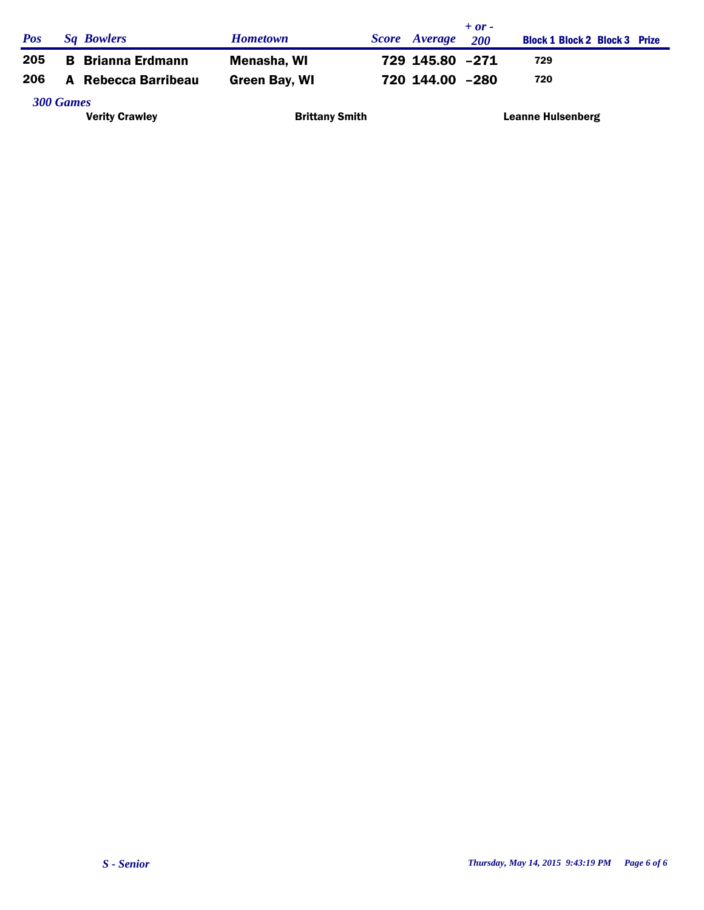| Pos | Sq | Bowlers | Hometown | Score | Average | + or - 200 | Block 1 | Block 2 | Block 3 | Prize |
|---|---|---|---|---|---|---|---|---|---|---|
| 205 | B | Brianna Erdmann | Menasha, WI | 729 | 145.80 | -271 | 729 | | | |
| 206 | A | Rebecca Barribeau | Green Bay, WI | 720 | 144.00 | -280 | 720 | | | |

*300 Games*

Verity Crawley

Brittany Smith

Leanne Hulsenberg

*S - Senior*

*Thursday, May 14, 2015 9:43:19 PM*